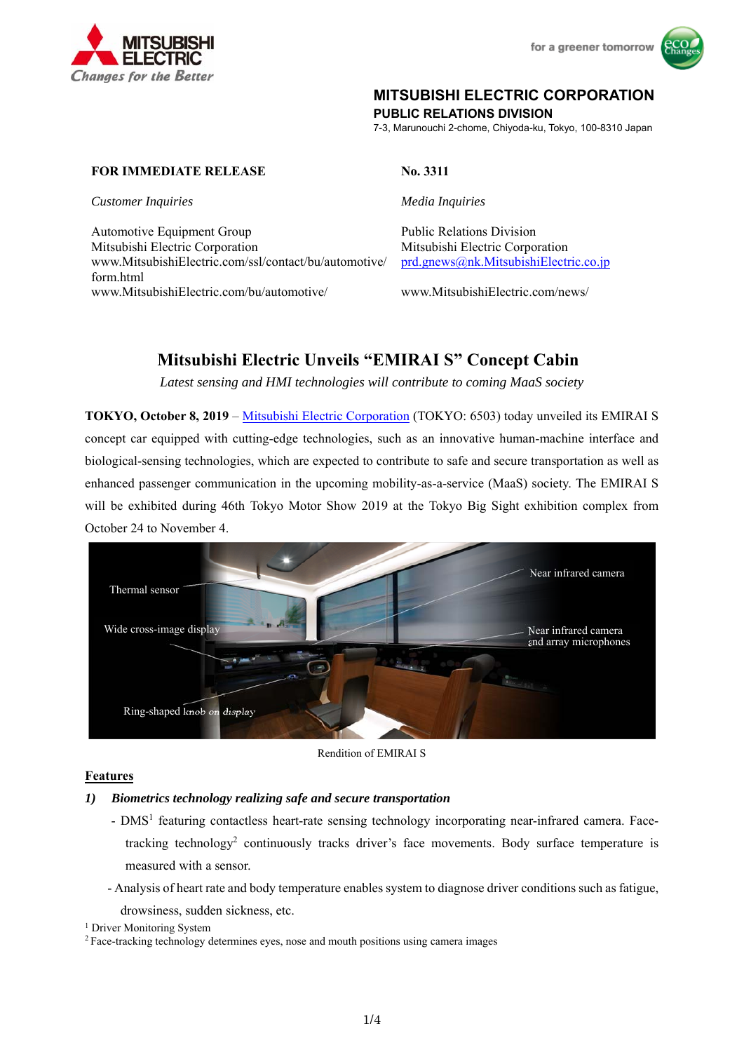**MITSUBISHI ELECTRIC CORPORATION**
**PUBLIC RELATIONS DIVISION**
7-3, Marunouchi 2-chome, Chiyoda-ku, Tokyo, 100-8310 Japan

**FOR IMMEDIATE RELEASE**

**No. 3311**

*Customer Inquiries*

Automotive Equipment Group
Mitsubishi Electric Corporation
www.MitsubishiElectric.com/ssl/contact/bu/automotive/form.html
www.MitsubishiElectric.com/bu/automotive/

*Media Inquiries*

Public Relations Division
Mitsubishi Electric Corporation
prd.gnews@nk.MitsubishiElectric.co.jp

www.MitsubishiElectric.com/news/

# Mitsubishi Electric Unveils "EMIRAI S" Concept Cabin

*Latest sensing and HMI technologies will contribute to coming MaaS society*

**TOKYO, October 8, 2019** – Mitsubishi Electric Corporation (TOKYO: 6503) today unveiled its EMIRAI S concept car equipped with cutting-edge technologies, such as an innovative human-machine interface and biological-sensing technologies, which are expected to contribute to safe and secure transportation as well as enhanced passenger communication in the upcoming mobility-as-a-service (MaaS) society. The EMIRAI S will be exhibited during 46th Tokyo Motor Show 2019 at the Tokyo Big Sight exhibition complex from October 24 to November 4.

Rendition of EMIRAI S

## Features

### 1) *Biometrics technology realizing safe and secure transportation*

- DMS[1] featuring contactless heart-rate sensing technology incorporating near-infrared camera. Face-tracking technology[2] continuously tracks driver's face movements. Body surface temperature is measured with a sensor.
- Analysis of heart rate and body temperature enables system to diagnose driver conditions such as fatigue, drowsiness, sudden sickness, etc.

[1] Driver Monitoring System
[2] Face-tracking technology determines eyes, nose and mouth positions using camera images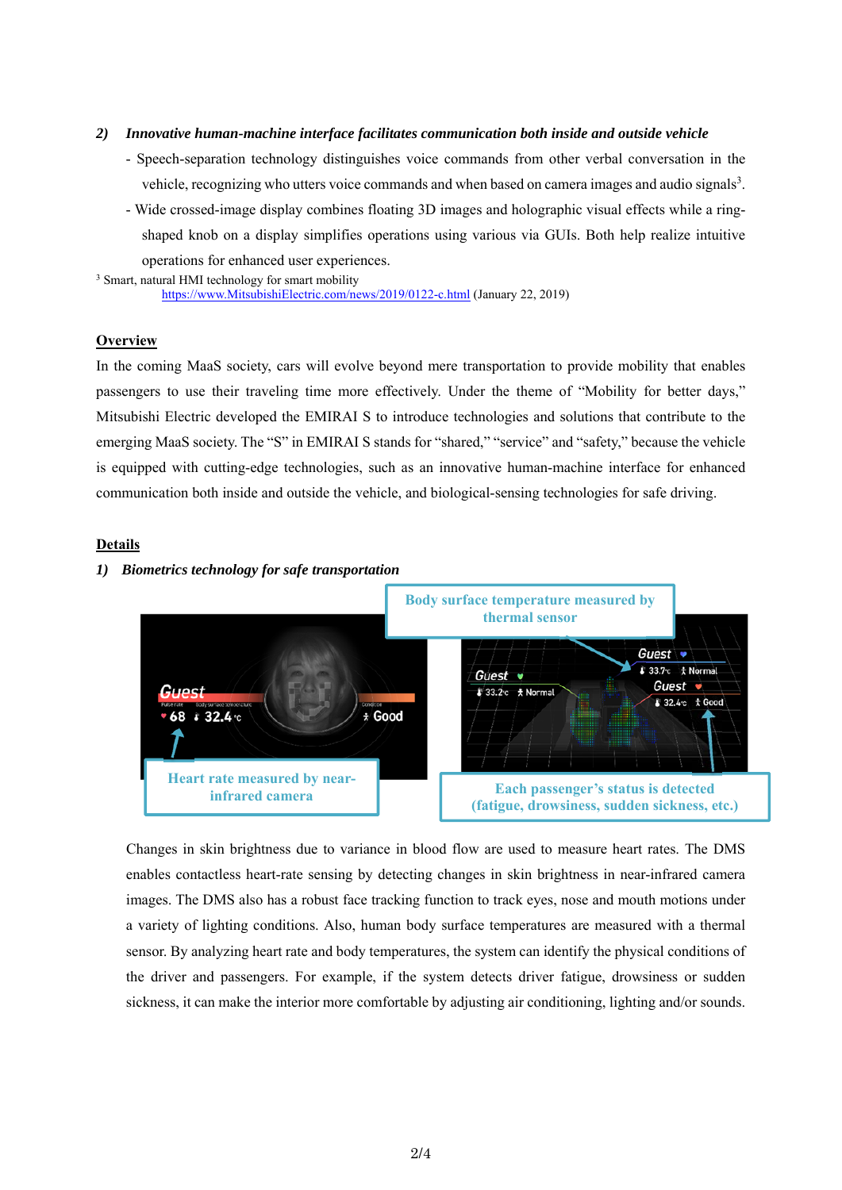2) ***Innovative human-machine interface facilitates communication both inside and outside vehicle***

- Speech-separation technology distinguishes voice commands from other verbal conversation in the vehicle, recognizing who utters voice commands and when based on camera images and audio signals[3].
- Wide crossed-image display combines floating 3D images and holographic visual effects while a ring-shaped knob on a display simplifies operations using various via GUIs. Both help realize intuitive operations for enhanced user experiences.

[3] Smart, natural HMI technology for smart mobility
https://www.MitsubishiElectric.com/news/2019/0122-c.html (January 22, 2019)

## Overview

In the coming MaaS society, cars will evolve beyond mere transportation to provide mobility that enables passengers to use their traveling time more effectively. Under the theme of "Mobility for better days," Mitsubishi Electric developed the EMIRAI S to introduce technologies and solutions that contribute to the emerging MaaS society. The "S" in EMIRAI S stands for "shared," "service" and "safety," because the vehicle is equipped with cutting-edge technologies, such as an innovative human-machine interface for enhanced communication both inside and outside the vehicle, and biological-sensing technologies for safe driving.

## Details

1) ***Biometrics technology for safe transportation***

Body surface temperature measured by thermal sensor

Heart rate measured by near-infrared camera

Each passenger's status is detected (fatigue, drowsiness, sudden sickness, etc.)

Changes in skin brightness due to variance in blood flow are used to measure heart rates. The DMS enables contactless heart-rate sensing by detecting changes in skin brightness in near-infrared camera images. The DMS also has a robust face tracking function to track eyes, nose and mouth motions under a variety of lighting conditions. Also, human body surface temperatures are measured with a thermal sensor. By analyzing heart rate and body temperatures, the system can identify the physical conditions of the driver and passengers. For example, if the system detects driver fatigue, drowsiness or sudden sickness, it can make the interior more comfortable by adjusting air conditioning, lighting and/or sounds.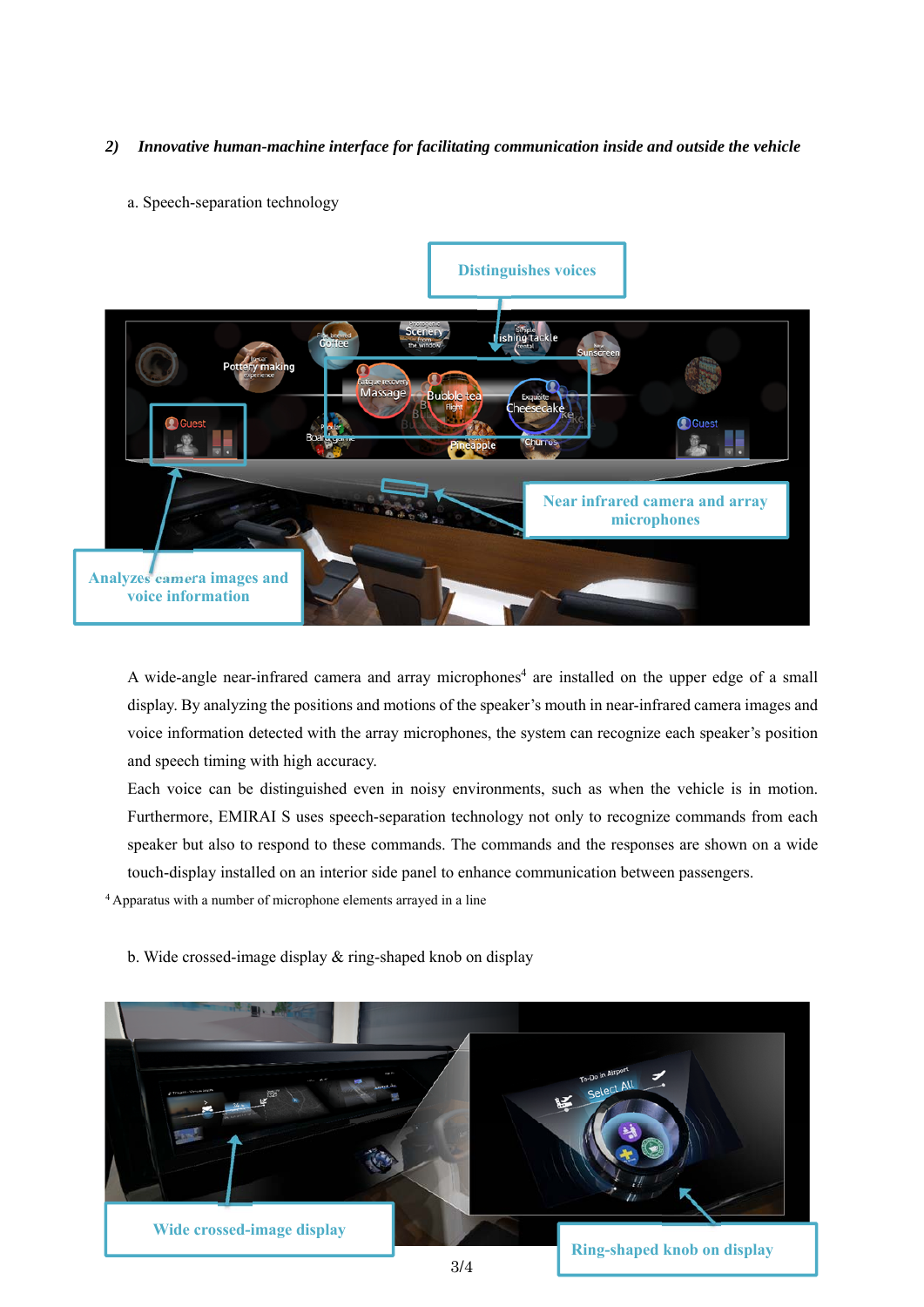### *2) Innovative human-machine interface for facilitating communication inside and outside the vehicle*

a. Speech-separation technology

A wide-angle near-infrared camera and array microphones[4] are installed on the upper edge of a small display. By analyzing the positions and motions of the speaker's mouth in near-infrared camera images and voice information detected with the array microphones, the system can recognize each speaker's position and speech timing with high accuracy.

Each voice can be distinguished even in noisy environments, such as when the vehicle is in motion. Furthermore, EMIRAI S uses speech-separation technology not only to recognize commands from each speaker but also to respond to these commands. The commands and the responses are shown on a wide touch-display installed on an interior side panel to enhance communication between passengers.

[4] Apparatus with a number of microphone elements arrayed in a line

b. Wide crossed-image display & ring-shaped knob on display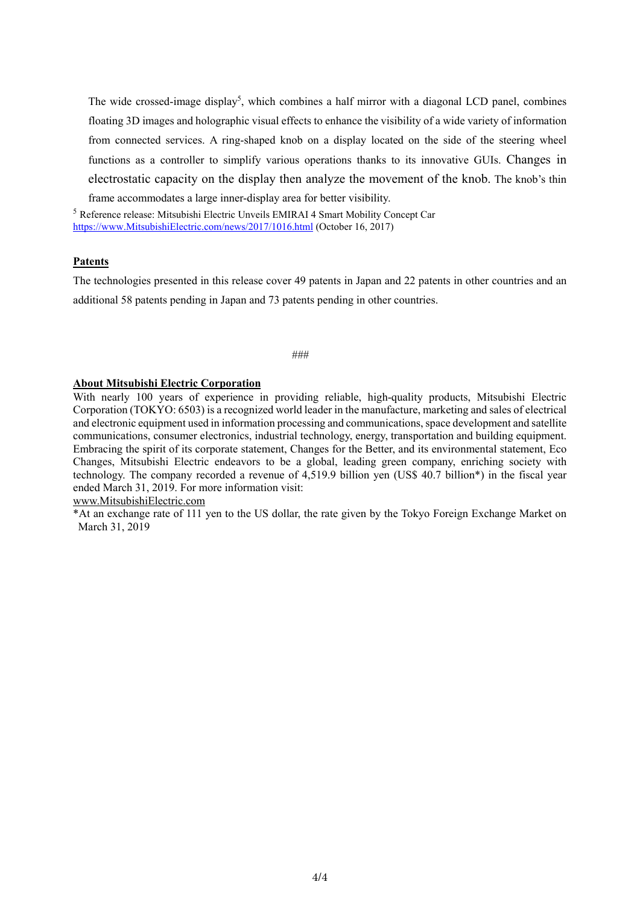The wide crossed-image display[5], which combines a half mirror with a diagonal LCD panel, combines floating 3D images and holographic visual effects to enhance the visibility of a wide variety of information from connected services. A ring-shaped knob on a display located on the side of the steering wheel functions as a controller to simplify various operations thanks to its innovative GUIs. Changes in electrostatic capacity on the display then analyze the movement of the knob. The knob's thin frame accommodates a large inner-display area for better visibility.

[5] Reference release: Mitsubishi Electric Unveils EMIRAI 4 Smart Mobility Concept Car
https://www.MitsubishiElectric.com/news/2017/1016.html (October 16, 2017)

## Patents

The technologies presented in this release cover 49 patents in Japan and 22 patents in other countries and an additional 58 patents pending in Japan and 73 patents pending in other countries.

###

## About Mitsubishi Electric Corporation

With nearly 100 years of experience in providing reliable, high-quality products, Mitsubishi Electric Corporation (TOKYO: 6503) is a recognized world leader in the manufacture, marketing and sales of electrical and electronic equipment used in information processing and communications, space development and satellite communications, consumer electronics, industrial technology, energy, transportation and building equipment. Embracing the spirit of its corporate statement, Changes for the Better, and its environmental statement, Eco Changes, Mitsubishi Electric endeavors to be a global, leading green company, enriching society with technology. The company recorded a revenue of 4,519.9 billion yen (US$ 40.7 billion*) in the fiscal year ended March 31, 2019. For more information visit:
www.MitsubishiElectric.com

*At an exchange rate of 111 yen to the US dollar, the rate given by the Tokyo Foreign Exchange Market on March 31, 2019